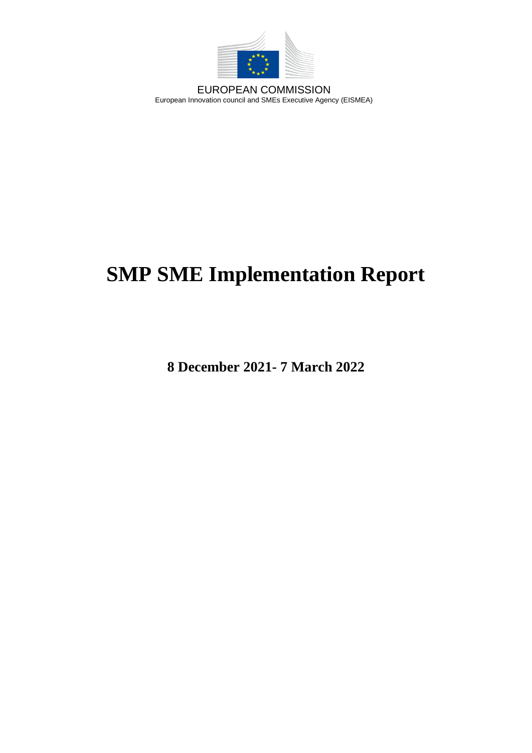EUROPEAN COMMISSION
European Innovation council and SMEs Executive Agency (EISMEA)

# SMP SME Implementation Report

**8 December 2021- 7 March 2022**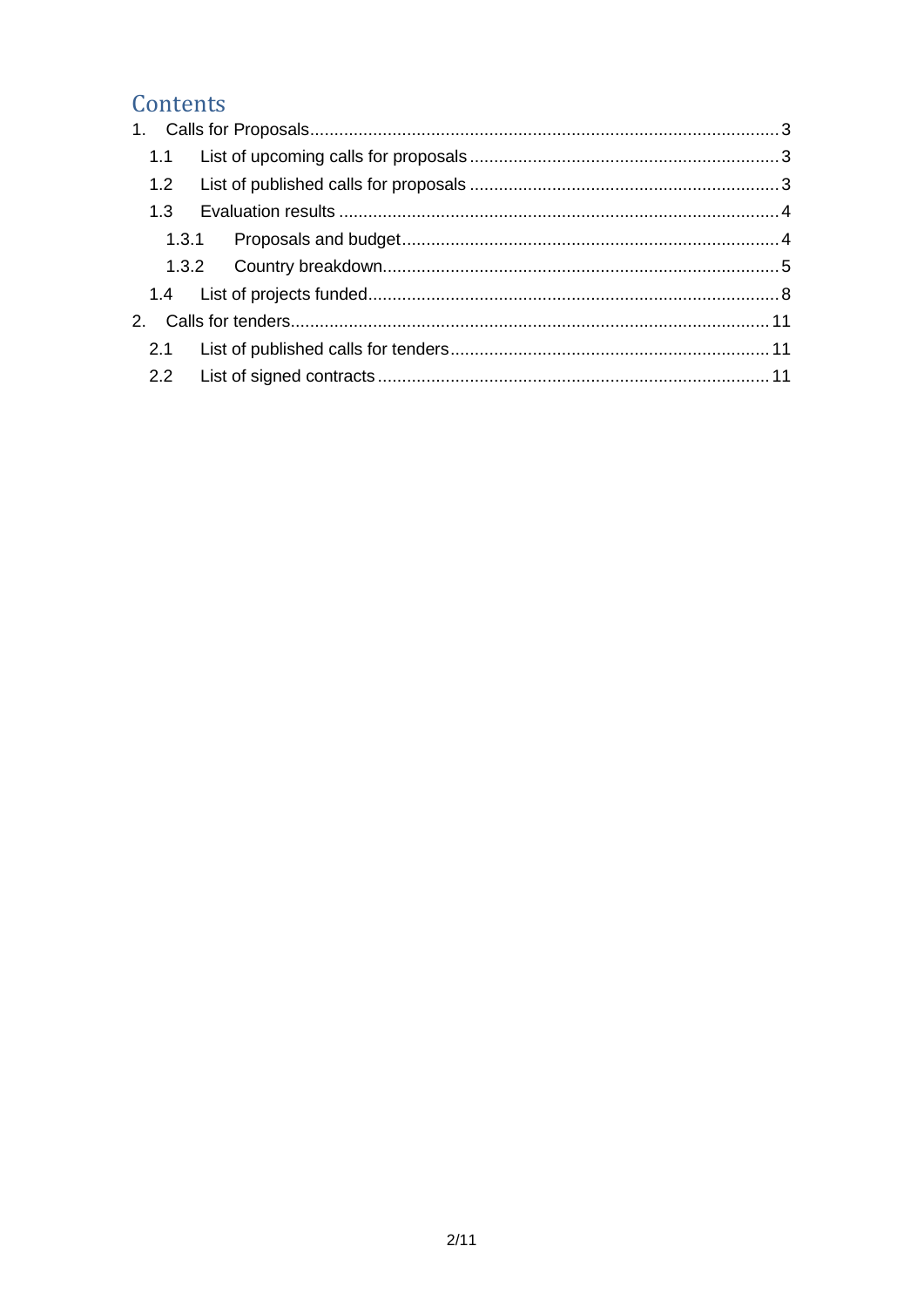# Contents

1. Calls for Proposals ..... 3
   - 1.1 List of upcoming calls for proposals ..... 3
   - 1.2 List of published calls for proposals ..... 3
   - 1.3 Evaluation results ..... 4
     - 1.3.1 Proposals and budget ..... 4
     - 1.3.2 Country breakdown ..... 5
   - 1.4 List of projects funded ..... 8
2. Calls for tenders ..... 11
   - 2.1 List of published calls for tenders ..... 11
   - 2.2 List of signed contracts ..... 11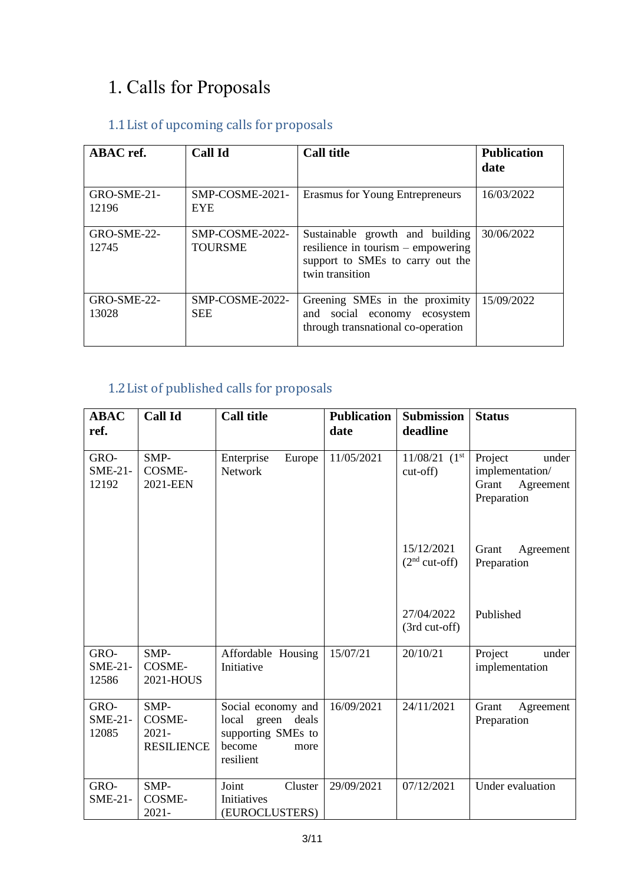# 1. Calls for Proposals

## 1.1 List of upcoming calls for proposals

| ABAC ref. | Call Id | Call title | Publication date |
|---|---|---|---|
| GRO-SME-21-12196 | SMP-COSME-2021-EYE | Erasmus for Young Entrepreneurs | 16/03/2022 |
| GRO-SME-22-12745 | SMP-COSME-2022-TOURSME | Sustainable growth and building resilience in tourism – empowering support to SMEs to carry out the twin transition | 30/06/2022 |
| GRO-SME-22-13028 | SMP-COSME-2022-SEE | Greening SMEs in the proximity and social economy ecosystem through transnational co-operation | 15/09/2022 |

## 1.2 List of published calls for proposals

| ABAC ref. | Call Id | Call title | Publication date | Submission deadline | Status |
|---|---|---|---|---|---|
| GRO-SME-21-12192 | SMP-COSME-2021-EEN | Enterprise Europe Network | 11/05/2021 | 11/08/21 (1st cut-off) | Project under implementation/ Grant Agreement Preparation |
| | | | | 15/12/2021 (2nd cut-off) | Grant Agreement Preparation |
| | | | | 27/04/2022 (3rd cut-off) | Published |
| GRO-SME-21-12586 | SMP-COSME-2021-HOUS | Affordable Housing Initiative | 15/07/21 | 20/10/21 | Project under implementation |
| GRO-SME-21-12085 | SMP-COSME-2021-RESILIENCE | Social economy and local green deals supporting SMEs to become more resilient | 16/09/2021 | 24/11/2021 | Grant Agreement Preparation |
| GRO-SME-21- | SMP-COSME-2021- | Joint Cluster Initiatives (EUROCLUSTERS) | 29/09/2021 | 07/12/2021 | Under evaluation |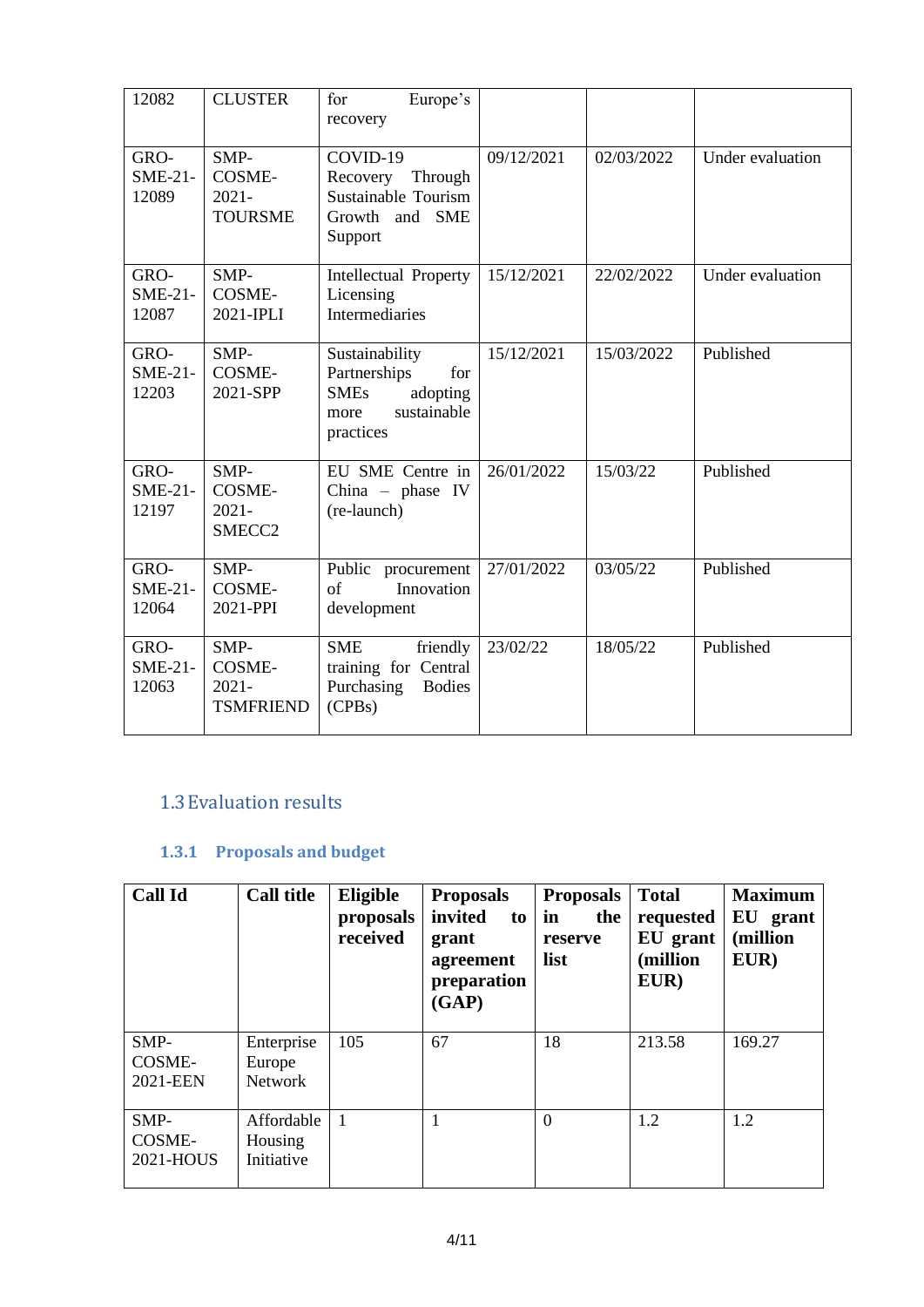| 12082 | CLUSTER | for Europe's recovery | | | |
|---|---|---|---|---|---|
| GRO-SME-21-12089 | SMP-COSME-2021-TOURSME | COVID-19 Recovery Through Sustainable Tourism Growth and SME Support | 09/12/2021 | 02/03/2022 | Under evaluation |
| GRO-SME-21-12087 | SMP-COSME-2021-IPLI | Intellectual Property Licensing Intermediaries | 15/12/2021 | 22/02/2022 | Under evaluation |
| GRO-SME-21-12203 | SMP-COSME-2021-SPP | Sustainability Partnerships for SMEs adopting more sustainable practices | 15/12/2021 | 15/03/2022 | Published |
| GRO-SME-21-12197 | SMP-COSME-2021-SMECC2 | EU SME Centre in China – phase IV (re-launch) | 26/01/2022 | 15/03/22 | Published |
| GRO-SME-21-12064 | SMP-COSME-2021-PPI | Public procurement of Innovation development | 27/01/2022 | 03/05/22 | Published |
| GRO-SME-21-12063 | SMP-COSME-2021-TSMFRIEND | SME friendly training for Central Purchasing Bodies (CPBs) | 23/02/22 | 18/05/22 | Published |

## 1.3 Evaluation results

### 1.3.1 Proposals and budget

| Call Id | Call title | Eligible proposals received | Proposals invited to grant agreement preparation (GAP) | Proposals in the reserve list | Total requested EU grant (million EUR) | Maximum EU grant (million EUR) |
|---|---|---|---|---|---|---|
| SMP-COSME-2021-EEN | Enterprise Europe Network | 105 | 67 | 18 | 213.58 | 169.27 |
| SMP-COSME-2021-HOUS | Affordable Housing Initiative | 1 | 1 | 0 | 1.2 | 1.2 |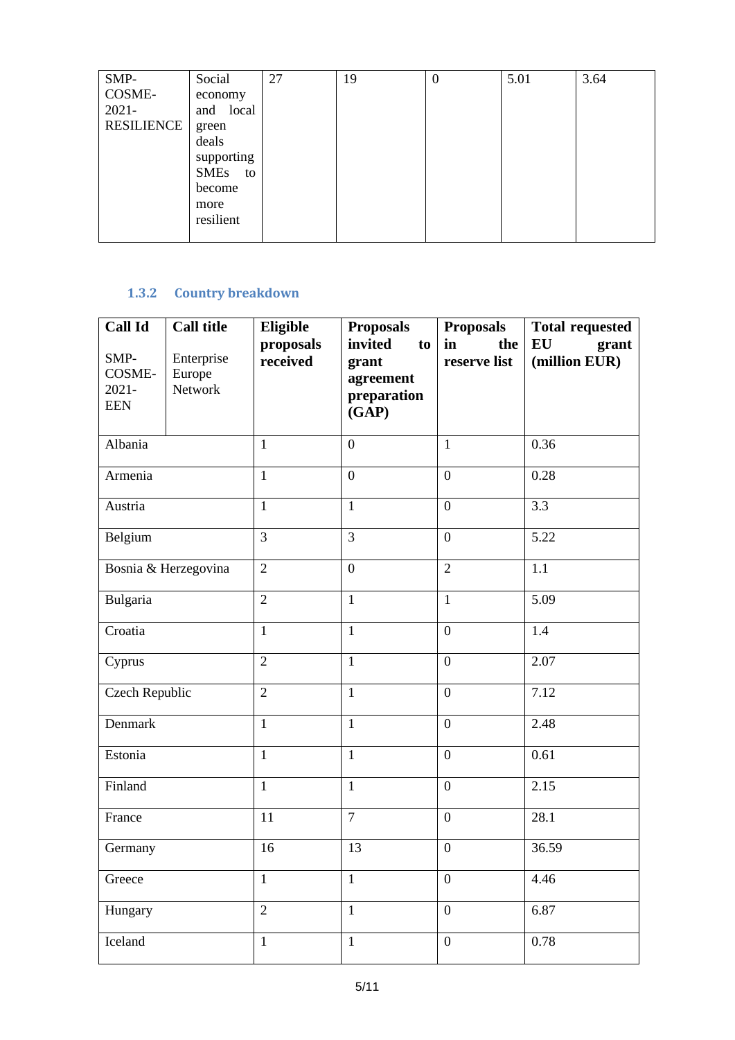| SMP-COSME-2021-RESILIENCE | Social economy and local green deals supporting SMEs to become more resilient | 27 | 19 | 0 | 5.01 | 3.64 |
|---|---|---|---|---|---|---|

### 1.3.2 Country breakdown

| Call Id<br>SMP-COSME-2021-EEN | Call title<br>Enterprise Europe Network | Eligible proposals received | Proposals invited to grant agreement preparation (GAP) | Proposals in the reserve list | Total requested EU grant (million EUR) |
|---|---|---|---|---|---|
| Albania | | 1 | 0 | 1 | 0.36 |
| Armenia | | 1 | 0 | 0 | 0.28 |
| Austria | | 1 | 1 | 0 | 3.3 |
| Belgium | | 3 | 3 | 0 | 5.22 |
| Bosnia & Herzegovina | | 2 | 0 | 2 | 1.1 |
| Bulgaria | | 2 | 1 | 1 | 5.09 |
| Croatia | | 1 | 1 | 0 | 1.4 |
| Cyprus | | 2 | 1 | 0 | 2.07 |
| Czech Republic | | 2 | 1 | 0 | 7.12 |
| Denmark | | 1 | 1 | 0 | 2.48 |
| Estonia | | 1 | 1 | 0 | 0.61 |
| Finland | | 1 | 1 | 0 | 2.15 |
| France | | 11 | 7 | 0 | 28.1 |
| Germany | | 16 | 13 | 0 | 36.59 |
| Greece | | 1 | 1 | 0 | 4.46 |
| Hungary | | 2 | 1 | 0 | 6.87 |
| Iceland | | 1 | 1 | 0 | 0.78 |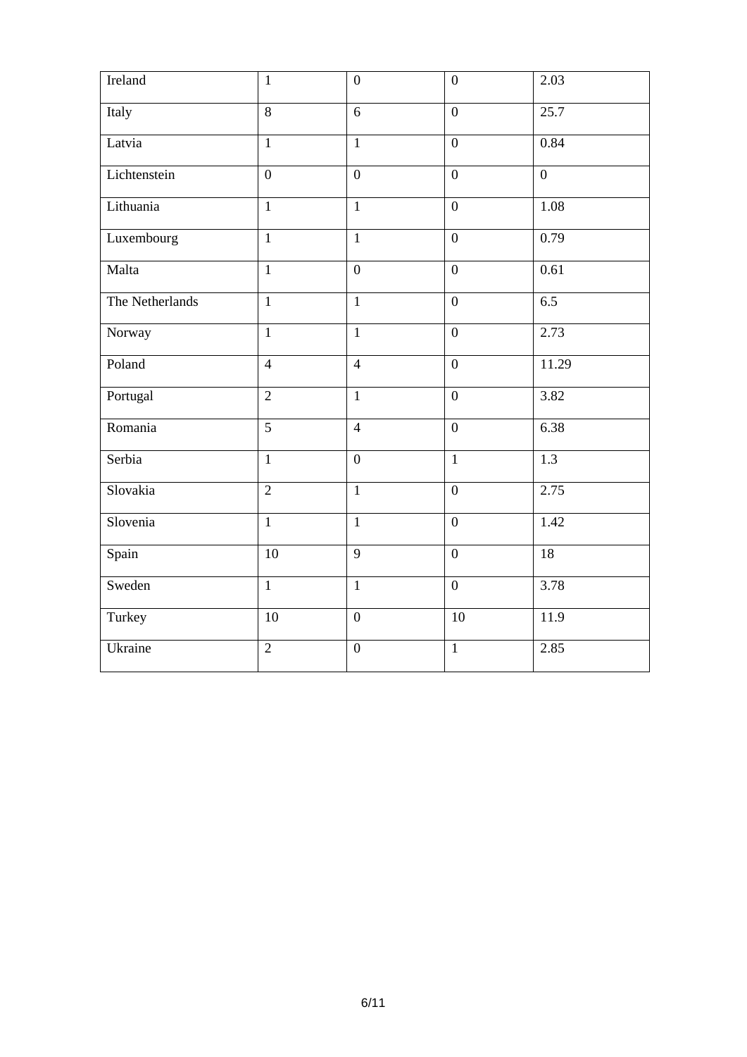| Ireland | 1 | 0 | 0 | 2.03 |
|---|---|---|---|---|
| Italy | 8 | 6 | 0 | 25.7 |
| Latvia | 1 | 1 | 0 | 0.84 |
| Lichtenstein | 0 | 0 | 0 | 0 |
| Lithuania | 1 | 1 | 0 | 1.08 |
| Luxembourg | 1 | 1 | 0 | 0.79 |
| Malta | 1 | 0 | 0 | 0.61 |
| The Netherlands | 1 | 1 | 0 | 6.5 |
| Norway | 1 | 1 | 0 | 2.73 |
| Poland | 4 | 4 | 0 | 11.29 |
| Portugal | 2 | 1 | 0 | 3.82 |
| Romania | 5 | 4 | 0 | 6.38 |
| Serbia | 1 | 0 | 1 | 1.3 |
| Slovakia | 2 | 1 | 0 | 2.75 |
| Slovenia | 1 | 1 | 0 | 1.42 |
| Spain | 10 | 9 | 0 | 18 |
| Sweden | 1 | 1 | 0 | 3.78 |
| Turkey | 10 | 0 | 10 | 11.9 |
| Ukraine | 2 | 0 | 1 | 2.85 |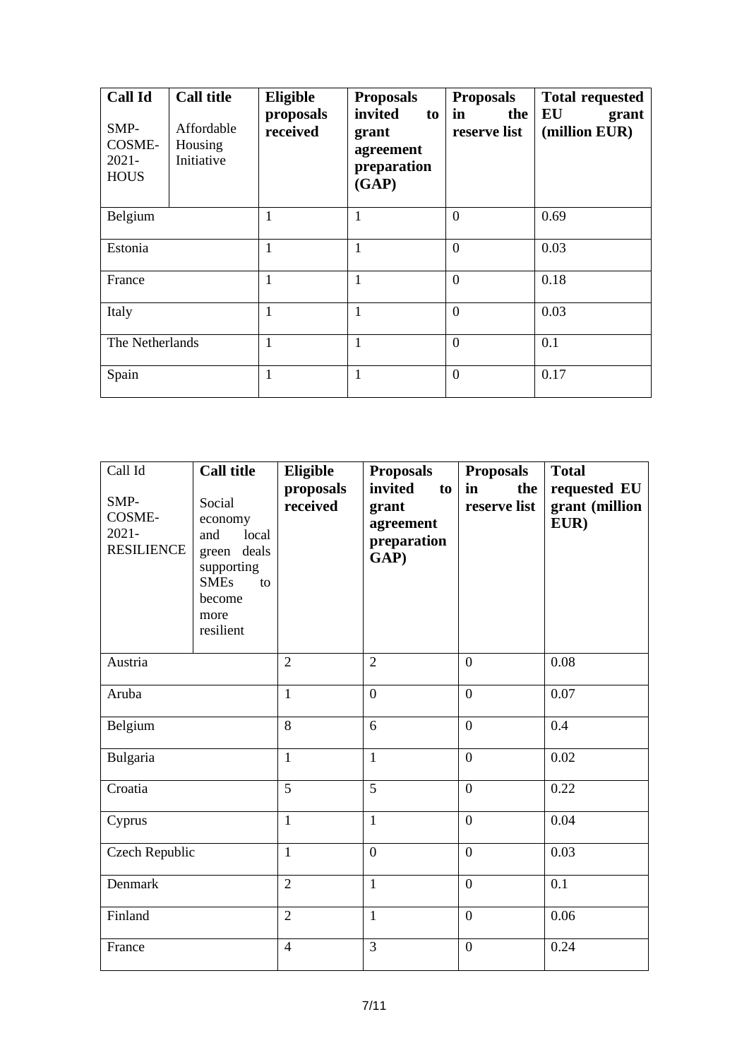| Call Id<br><br>SMP-COSME-2021-HOUS | Call title<br><br>Affordable Housing Initiative | Eligible proposals received | Proposals invited to grant agreement preparation (GAP) | Proposals in the reserve list | Total requested EU grant (million EUR) |
|---|---|---|---|---|---|
| Belgium | | 1 | 1 | 0 | 0.69 |
| Estonia | | 1 | 1 | 0 | 0.03 |
| France | | 1 | 1 | 0 | 0.18 |
| Italy | | 1 | 1 | 0 | 0.03 |
| The Netherlands | | 1 | 1 | 0 | 0.1 |
| Spain | | 1 | 1 | 0 | 0.17 |

| Call Id<br><br>SMP-COSME-2021-RESILIENCE | Call title<br><br>Social economy and local green deals supporting SMEs to become more resilient | Eligible proposals received | Proposals invited to grant agreement preparation GAP) | Proposals in the reserve list | Total requested EU grant (million EUR) |
|---|---|---|---|---|---|
| Austria | | 2 | 2 | 0 | 0.08 |
| Aruba | | 1 | 0 | 0 | 0.07 |
| Belgium | | 8 | 6 | 0 | 0.4 |
| Bulgaria | | 1 | 1 | 0 | 0.02 |
| Croatia | | 5 | 5 | 0 | 0.22 |
| Cyprus | | 1 | 1 | 0 | 0.04 |
| Czech Republic | | 1 | 0 | 0 | 0.03 |
| Denmark | | 2 | 1 | 0 | 0.1 |
| Finland | | 2 | 1 | 0 | 0.06 |
| France | | 4 | 3 | 0 | 0.24 |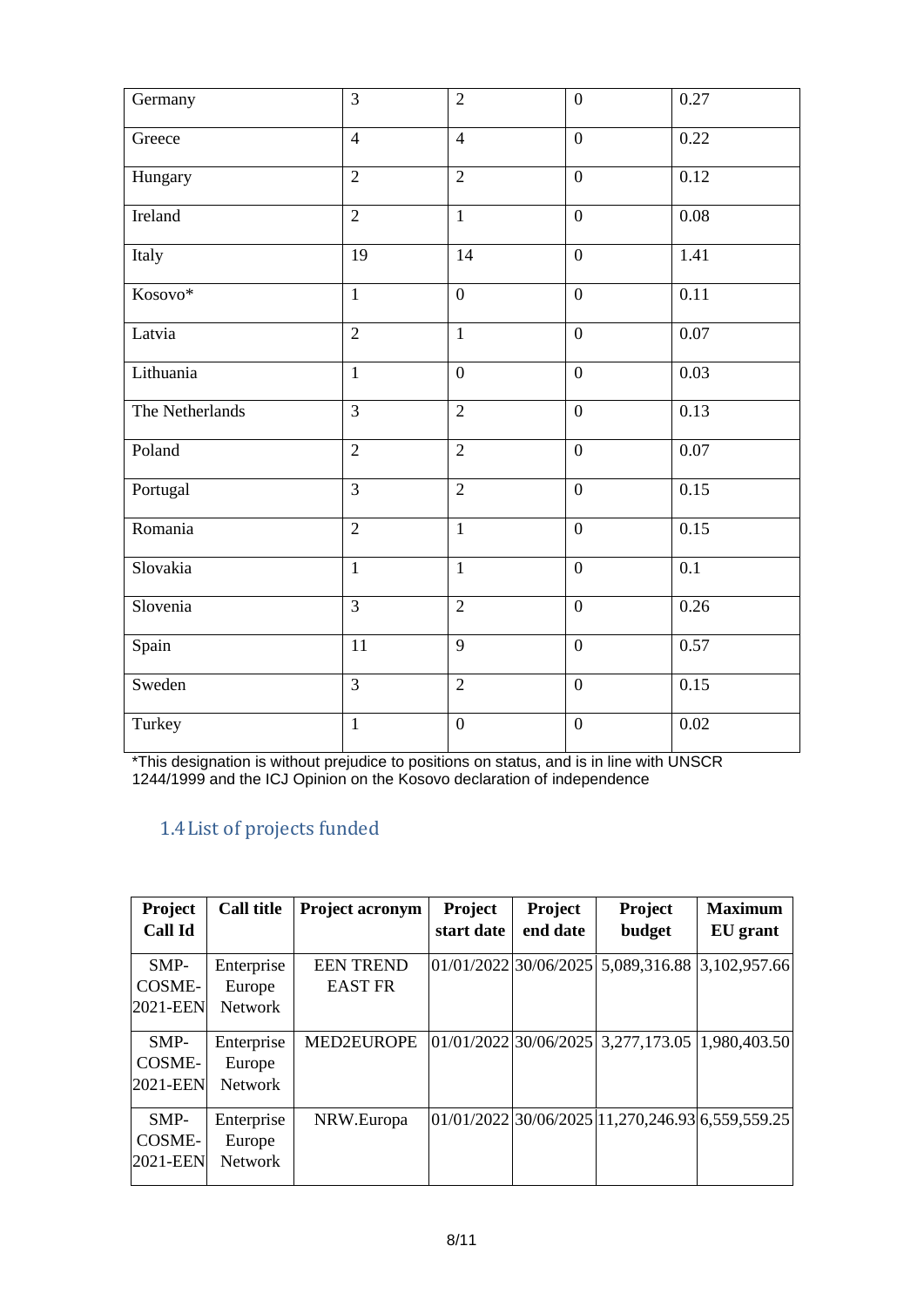| | | | | |
|---|---|---|---|---|
| Germany | 3 | 2 | 0 | 0.27 |
| Greece | 4 | 4 | 0 | 0.22 |
| Hungary | 2 | 2 | 0 | 0.12 |
| Ireland | 2 | 1 | 0 | 0.08 |
| Italy | 19 | 14 | 0 | 1.41 |
| Kosovo* | 1 | 0 | 0 | 0.11 |
| Latvia | 2 | 1 | 0 | 0.07 |
| Lithuania | 1 | 0 | 0 | 0.03 |
| The Netherlands | 3 | 2 | 0 | 0.13 |
| Poland | 2 | 2 | 0 | 0.07 |
| Portugal | 3 | 2 | 0 | 0.15 |
| Romania | 2 | 1 | 0 | 0.15 |
| Slovakia | 1 | 1 | 0 | 0.1 |
| Slovenia | 3 | 2 | 0 | 0.26 |
| Spain | 11 | 9 | 0 | 0.57 |
| Sweden | 3 | 2 | 0 | 0.15 |
| Turkey | 1 | 0 | 0 | 0.02 |

*This designation is without prejudice to positions on status, and is in line with UNSCR 1244/1999 and the ICJ Opinion on the Kosovo declaration of independence

## 1.4 List of projects funded

| Project Call Id | Call title | Project acronym | Project start date | Project end date | Project budget | Maximum EU grant |
|---|---|---|---|---|---|---|
| SMP-COSME-2021-EEN | Enterprise Europe Network | EEN TREND EAST FR | 01/01/2022 | 30/06/2025 | 5,089,316.88 | 3,102,957.66 |
| SMP-COSME-2021-EEN | Enterprise Europe Network | MED2EUROPE | 01/01/2022 | 30/06/2025 | 3,277,173.05 | 1,980,403.50 |
| SMP-COSME-2021-EEN | Enterprise Europe Network | NRW.Europa | 01/01/2022 | 30/06/2025 | 11,270,246.93 | 6,559,559.25 |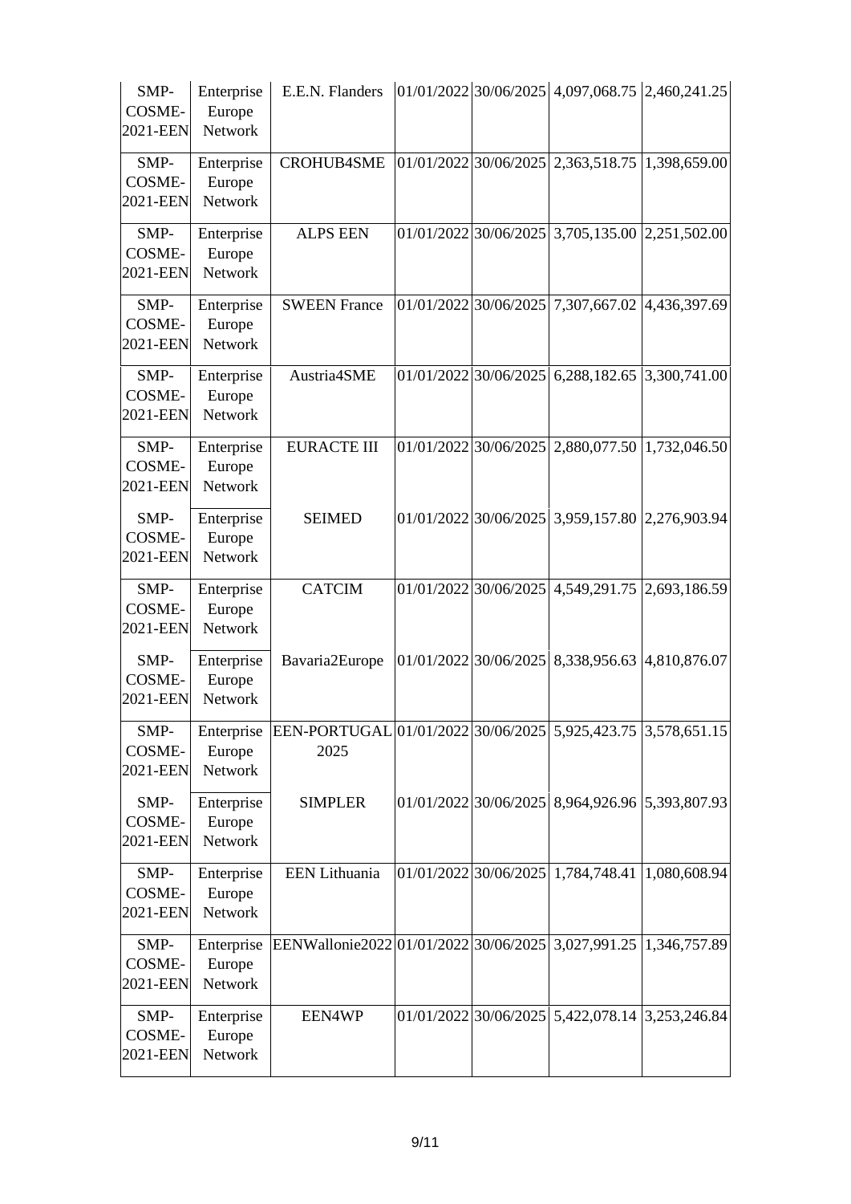| | | | | | | |
|---|---|---|---|---|---|---|
| SMP-COSME-2021-EEN | Enterprise Europe Network | E.E.N. Flanders | 01/01/2022 | 30/06/2025 | 4,097,068.75 | 2,460,241.25 |
| SMP-COSME-2021-EEN | Enterprise Europe Network | CROHUB4SME | 01/01/2022 | 30/06/2025 | 2,363,518.75 | 1,398,659.00 |
| SMP-COSME-2021-EEN | Enterprise Europe Network | ALPS EEN | 01/01/2022 | 30/06/2025 | 3,705,135.00 | 2,251,502.00 |
| SMP-COSME-2021-EEN | Enterprise Europe Network | SWEEN France | 01/01/2022 | 30/06/2025 | 7,307,667.02 | 4,436,397.69 |
| SMP-COSME-2021-EEN | Enterprise Europe Network | Austria4SME | 01/01/2022 | 30/06/2025 | 6,288,182.65 | 3,300,741.00 |
| SMP-COSME-2021-EEN | Enterprise Europe Network | EURACTE III | 01/01/2022 | 30/06/2025 | 2,880,077.50 | 1,732,046.50 |
| SMP-COSME-2021-EEN | Enterprise Europe Network | SEIMED | 01/01/2022 | 30/06/2025 | 3,959,157.80 | 2,276,903.94 |
| SMP-COSME-2021-EEN | Enterprise Europe Network | CATCIM | 01/01/2022 | 30/06/2025 | 4,549,291.75 | 2,693,186.59 |
| SMP-COSME-2021-EEN | Enterprise Europe Network | Bavaria2Europe | 01/01/2022 | 30/06/2025 | 8,338,956.63 | 4,810,876.07 |
| SMP-COSME-2021-EEN | Enterprise Europe Network | EEN-PORTUGAL 2025 | 01/01/2022 | 30/06/2025 | 5,925,423.75 | 3,578,651.15 |
| SMP-COSME-2021-EEN | Enterprise Europe Network | SIMPLER | 01/01/2022 | 30/06/2025 | 8,964,926.96 | 5,393,807.93 |
| SMP-COSME-2021-EEN | Enterprise Europe Network | EEN Lithuania | 01/01/2022 | 30/06/2025 | 1,784,748.41 | 1,080,608.94 |
| SMP-COSME-2021-EEN | Enterprise Europe Network | EENWallonie2022 | 01/01/2022 | 30/06/2025 | 3,027,991.25 | 1,346,757.89 |
| SMP-COSME-2021-EEN | Enterprise Europe Network | EEN4WP | 01/01/2022 | 30/06/2025 | 5,422,078.14 | 3,253,246.84 |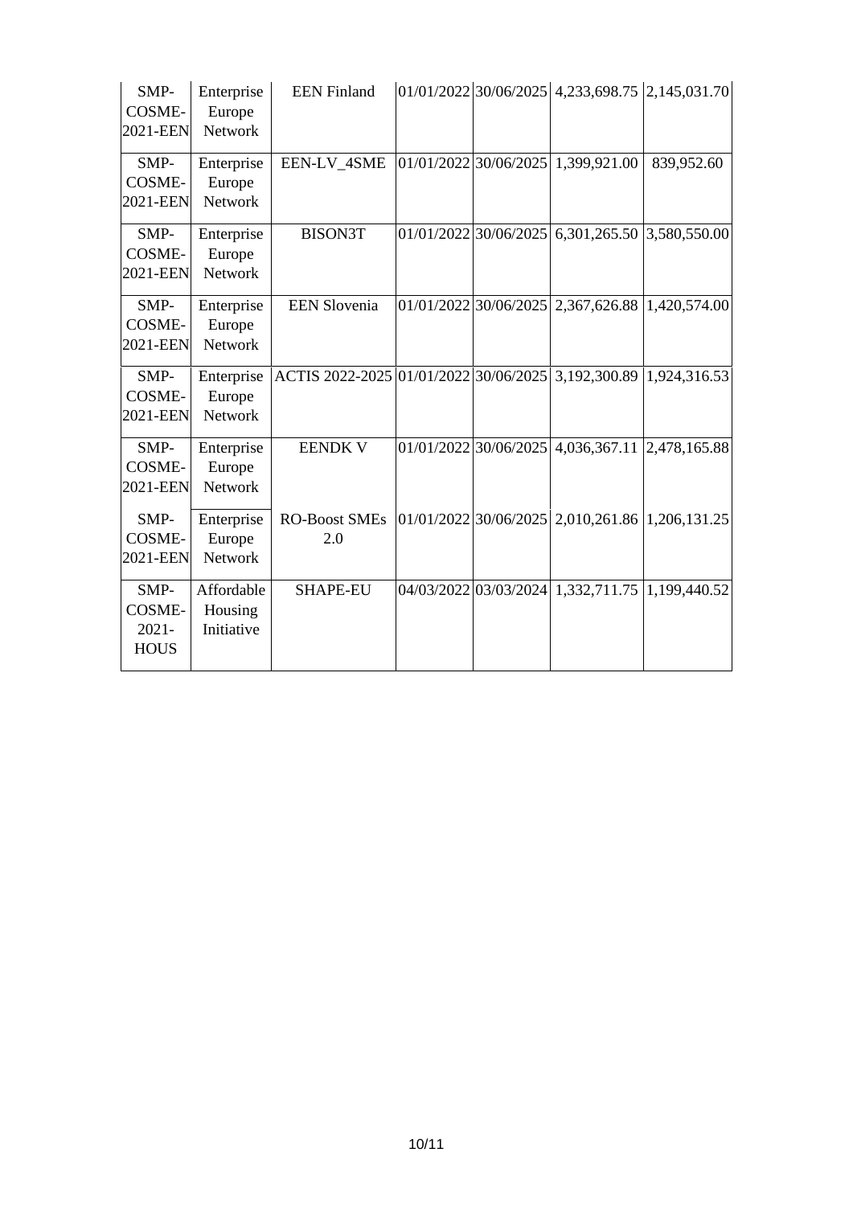| | | | | | | |
|---|---|---|---|---|---|---|
| SMP-COSME-2021-EEN | Enterprise Europe Network | EEN Finland | 01/01/2022 | 30/06/2025 | 4,233,698.75 | 2,145,031.70 |
| SMP-COSME-2021-EEN | Enterprise Europe Network | EEN-LV_4SME | 01/01/2022 | 30/06/2025 | 1,399,921.00 | 839,952.60 |
| SMP-COSME-2021-EEN | Enterprise Europe Network | BISON3T | 01/01/2022 | 30/06/2025 | 6,301,265.50 | 3,580,550.00 |
| SMP-COSME-2021-EEN | Enterprise Europe Network | EEN Slovenia | 01/01/2022 | 30/06/2025 | 2,367,626.88 | 1,420,574.00 |
| SMP-COSME-2021-EEN | Enterprise Europe Network | ACTIS 2022-2025 | 01/01/2022 | 30/06/2025 | 3,192,300.89 | 1,924,316.53 |
| SMP-COSME-2021-EEN | Enterprise Europe Network | EENDK V | 01/01/2022 | 30/06/2025 | 4,036,367.11 | 2,478,165.88 |
| SMP-COSME-2021-EEN | Enterprise Europe Network | RO-Boost SMEs 2.0 | 01/01/2022 | 30/06/2025 | 2,010,261.86 | 1,206,131.25 |
| SMP-COSME-2021-HOUS | Affordable Housing Initiative | SHAPE-EU | 04/03/2022 | 03/03/2024 | 1,332,711.75 | 1,199,440.52 |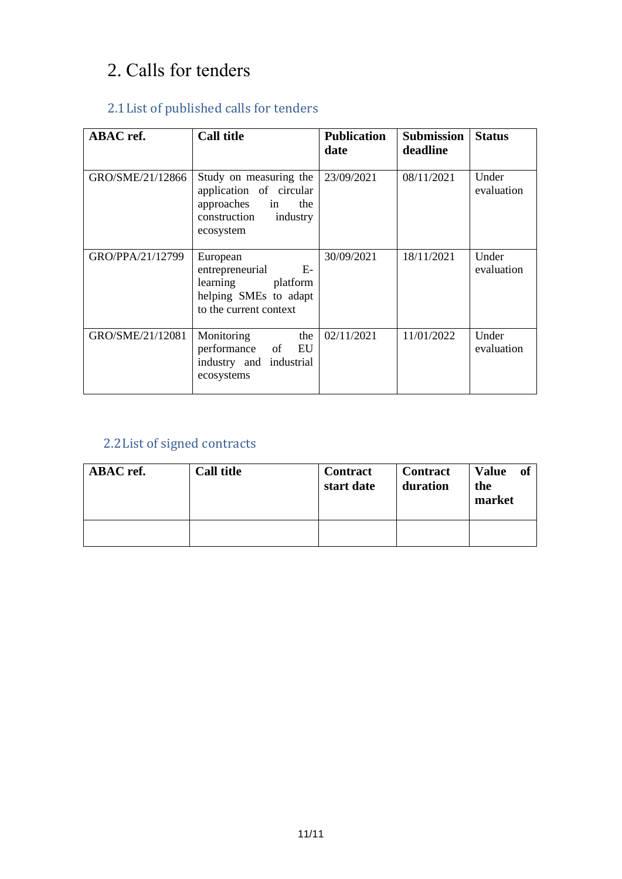# 2. Calls for tenders

## 2.1 List of published calls for tenders

| ABAC ref. | Call title | Publication date | Submission deadline | Status |
|---|---|---|---|---|
| GRO/SME/21/12866 | Study on measuring the application of circular approaches in the construction industry ecosystem | 23/09/2021 | 08/11/2021 | Under evaluation |
| GRO/PPA/21/12799 | European entrepreneurial E-learning platform helping SMEs to adapt to the current context | 30/09/2021 | 18/11/2021 | Under evaluation |
| GRO/SME/21/12081 | Monitoring the performance of EU industry and industrial ecosystems | 02/11/2021 | 11/01/2022 | Under evaluation |

## 2.2 List of signed contracts

| ABAC ref. | Call title | Contract start date | Contract duration | Value of the market |
|---|---|---|---|---|
| | | | | |